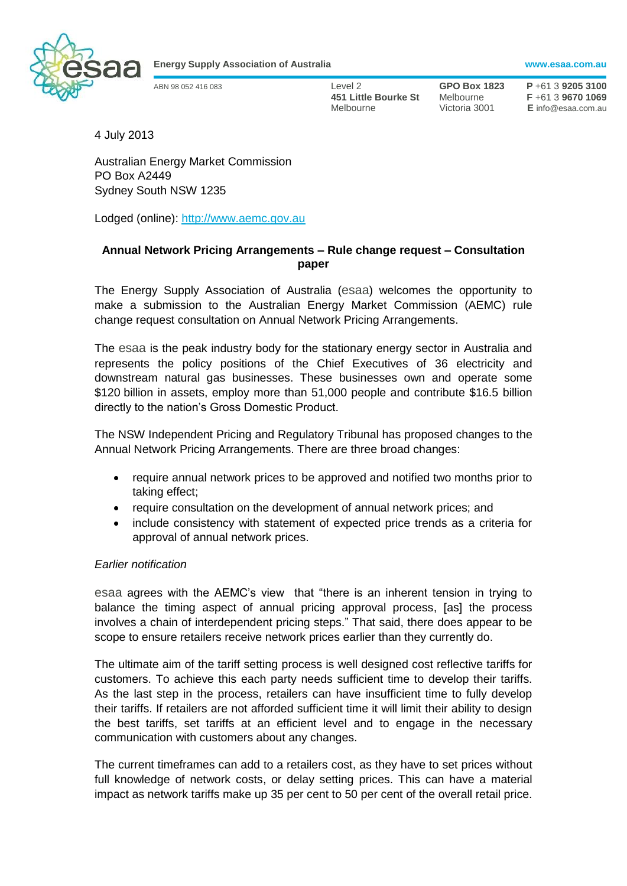**Energy Supply Association of Australia** www.esaa.com.au

ABN 98 052 416 083

Level 2
**451 Little Bourke St**
Melbourne

**GPO Box 1823**
Melbourne
Victoria 3001

**P** +61 3 **9205 3100**
**F** +61 3 **9670 1069**
**E** info@esaa.com.au

4 July 2013

Australian Energy Market Commission
PO Box A2449
Sydney South NSW 1235

Lodged (online): http://www.aemc.gov.au

**Annual Network Pricing Arrangements – Rule change request – Consultation paper**

The Energy Supply Association of Australia (esaa) welcomes the opportunity to make a submission to the Australian Energy Market Commission (AEMC) rule change request consultation on Annual Network Pricing Arrangements.

The esaa is the peak industry body for the stationary energy sector in Australia and represents the policy positions of the Chief Executives of 36 electricity and downstream natural gas businesses. These businesses own and operate some $120 billion in assets, employ more than 51,000 people and contribute $16.5 billion directly to the nation's Gross Domestic Product.

The NSW Independent Pricing and Regulatory Tribunal has proposed changes to the Annual Network Pricing Arrangements. There are three broad changes:

- require annual network prices to be approved and notified two months prior to taking effect;
- require consultation on the development of annual network prices; and
- include consistency with statement of expected price trends as a criteria for approval of annual network prices.

*Earlier notification*

esaa agrees with the AEMC's view that "there is an inherent tension in trying to balance the timing aspect of annual pricing approval process, [as] the process involves a chain of interdependent pricing steps." That said, there does appear to be scope to ensure retailers receive network prices earlier than they currently do.

The ultimate aim of the tariff setting process is well designed cost reflective tariffs for customers. To achieve this each party needs sufficient time to develop their tariffs. As the last step in the process, retailers can have insufficient time to fully develop their tariffs. If retailers are not afforded sufficient time it will limit their ability to design the best tariffs, set tariffs at an efficient level and to engage in the necessary communication with customers about any changes.

The current timeframes can add to a retailers cost, as they have to set prices without full knowledge of network costs, or delay setting prices. This can have a material impact as network tariffs make up 35 per cent to 50 per cent of the overall retail price.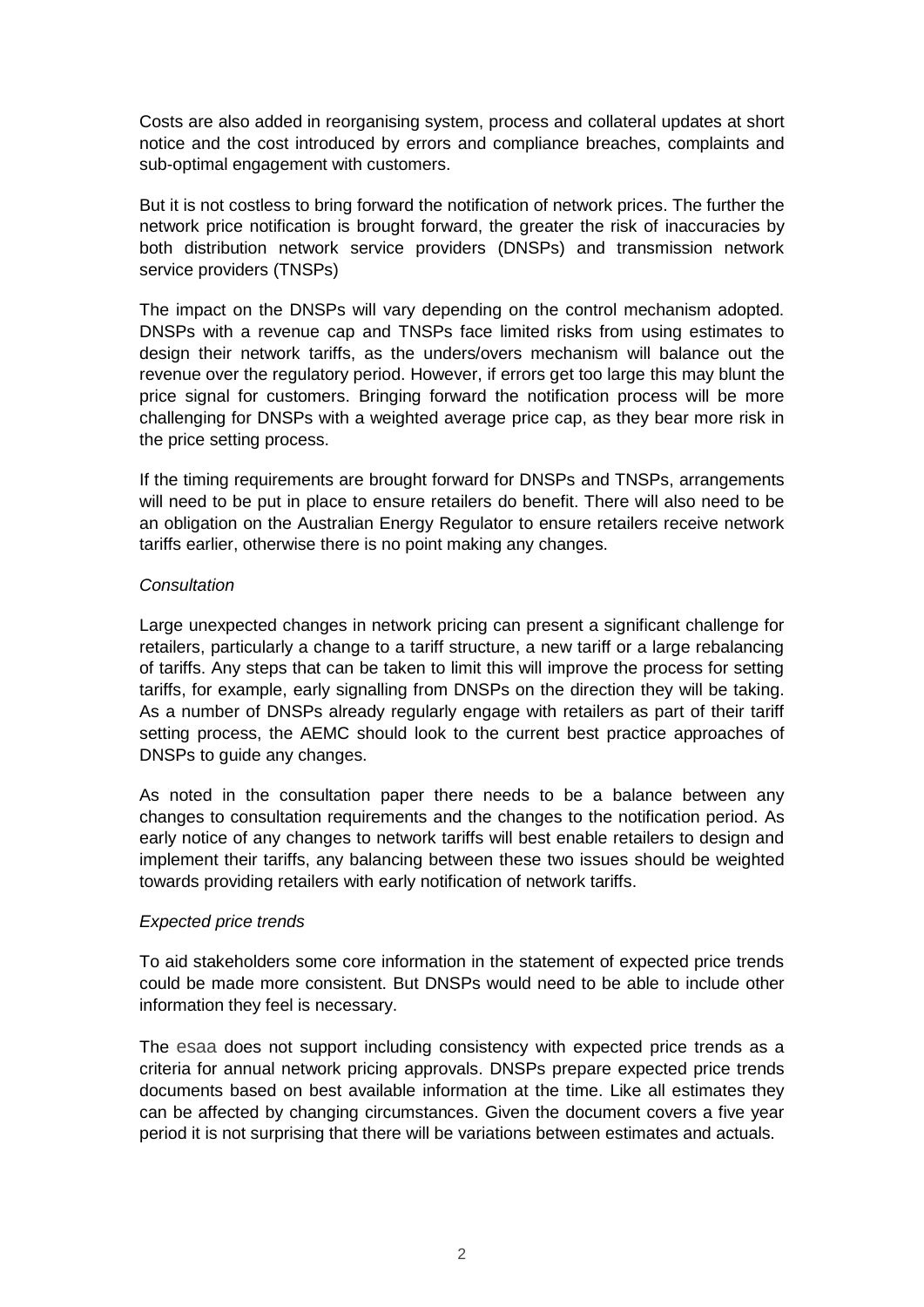Costs are also added in reorganising system, process and collateral updates at short notice and the cost introduced by errors and compliance breaches, complaints and sub-optimal engagement with customers.

But it is not costless to bring forward the notification of network prices. The further the network price notification is brought forward, the greater the risk of inaccuracies by both distribution network service providers (DNSPs) and transmission network service providers (TNSPs)

The impact on the DNSPs will vary depending on the control mechanism adopted. DNSPs with a revenue cap and TNSPs face limited risks from using estimates to design their network tariffs, as the unders/overs mechanism will balance out the revenue over the regulatory period. However, if errors get too large this may blunt the price signal for customers. Bringing forward the notification process will be more challenging for DNSPs with a weighted average price cap, as they bear more risk in the price setting process.

If the timing requirements are brought forward for DNSPs and TNSPs, arrangements will need to be put in place to ensure retailers do benefit. There will also need to be an obligation on the Australian Energy Regulator to ensure retailers receive network tariffs earlier, otherwise there is no point making any changes.

*Consultation*

Large unexpected changes in network pricing can present a significant challenge for retailers, particularly a change to a tariff structure, a new tariff or a large rebalancing of tariffs. Any steps that can be taken to limit this will improve the process for setting tariffs, for example, early signalling from DNSPs on the direction they will be taking. As a number of DNSPs already regularly engage with retailers as part of their tariff setting process, the AEMC should look to the current best practice approaches of DNSPs to guide any changes.

As noted in the consultation paper there needs to be a balance between any changes to consultation requirements and the changes to the notification period. As early notice of any changes to network tariffs will best enable retailers to design and implement their tariffs, any balancing between these two issues should be weighted towards providing retailers with early notification of network tariffs.

*Expected price trends*

To aid stakeholders some core information in the statement of expected price trends could be made more consistent. But DNSPs would need to be able to include other information they feel is necessary.

The esaa does not support including consistency with expected price trends as a criteria for annual network pricing approvals. DNSPs prepare expected price trends documents based on best available information at the time. Like all estimates they can be affected by changing circumstances. Given the document covers a five year period it is not surprising that there will be variations between estimates and actuals.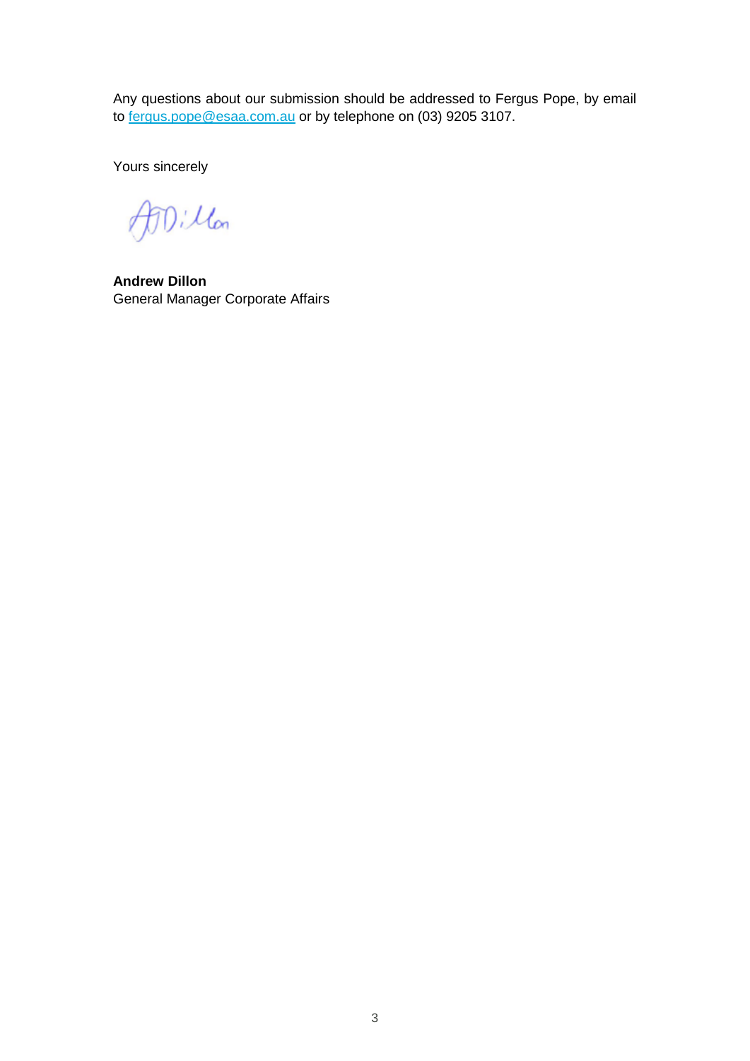Any questions about our submission should be addressed to Fergus Pope, by email to fergus.pope@esaa.com.au or by telephone on (03) 9205 3107.

Yours sincerely

**Andrew Dillon**
General Manager Corporate Affairs